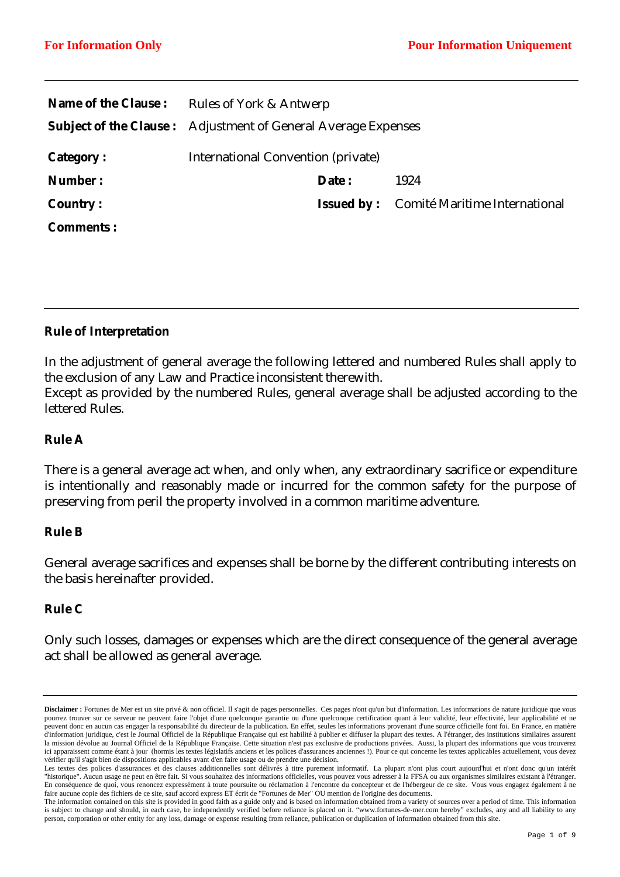**For Information Only** **Pour Information Uniquement**

| | | | |
|---|---|---|---|
| **Name of the Clause :** | Rules of York & Antwerp | | |
| **Subject of the Clause :** | Adjustment of General Average Expenses | | |
| **Category :** | International Convention (private) | | |
| **Number :** | | **Date :** | 1924 |
| **Country :** | | **Issued by :** | Comité Maritime International |
| **Comments :** | | | |

---

### Rule of Interpretation

In the adjustment of general average the following lettered and numbered Rules shall apply to the exclusion of any Law and Practice inconsistent therewith.
Except as provided by the numbered Rules, general average shall be adjusted according to the lettered Rules.

### Rule A

There is a general average act when, and only when, any extraordinary sacrifice or expenditure is intentionally and reasonably made or incurred for the common safety for the purpose of preserving from peril the property involved in a common maritime adventure.

### Rule B

General average sacrifices and expenses shall be borne by the different contributing interests on the basis hereinafter provided.

### Rule C

Only such losses, damages or expenses which are the direct consequence of the general average act shall be allowed as general average.

---

**Disclaimer :** Fortunes de Mer est un site privé & non officiel. Il s'agit de pages personnelles. Ces pages n'ont qu'un but d'information. Les informations de nature juridique que vous pourrez trouver sur ce serveur ne peuvent faire l'objet d'une quelconque garantie ou d'une quelconque certification quant à leur validité, leur effectivité, leur applicabilité et ne peuvent donc en aucun cas engager la responsabilité du directeur de la publication. En effet, seules les informations provenant d'une source officielle font foi. En France, en matière d'information juridique, c'est le Journal Officiel de la République Française qui est habilité à publier et diffuser la plupart des textes. A l'étranger, des institutions similaires assurent la mission dévolue au Journal Officiel de la République Française. Cette situation n'est pas exclusive de productions privées. Aussi, la plupart des informations que vous trouverez ici apparaissent comme étant à jour (hormis les textes législatifs anciens et les polices d'assurances anciennes !). Pour ce qui concerne les textes applicables actuellement, vous devez vérifier qu'il s'agit bien de dispositions applicables avant d'en faire usage ou de prendre une décision.
Les textes des polices d'assurances et des clauses additionnelles sont délivrés à titre purement informatif. La plupart n'ont plus court aujourd'hui et n'ont donc qu'un intérêt "historique". Aucun usage ne peut en être fait. Si vous souhaitez des informations officielles, vous pouvez vous adresser à la FFSA ou aux organismes similaires existant à l'étranger. En conséquence de quoi, vous renoncez expressément à toute poursuite ou réclamation à l'encontre du concepteur et de l'hébergeur de ce site. Vous vous engagez également à ne faire aucune copie des fichiers de ce site, sauf accord express ET écrit de "Fortunes de Mer" OU mention de l'origine des documents.
The information contained on this site is provided in good faith as a guide only and is based on information obtained from a variety of sources over a period of time. This information is subject to change and should, in each case, be independently verified before reliance is placed on it. "www.fortunes-de-mer.com hereby" excludes, any and all liability to any person, corporation or other entity for any loss, damage or expense resulting from reliance, publication or duplication of information obtained from this site.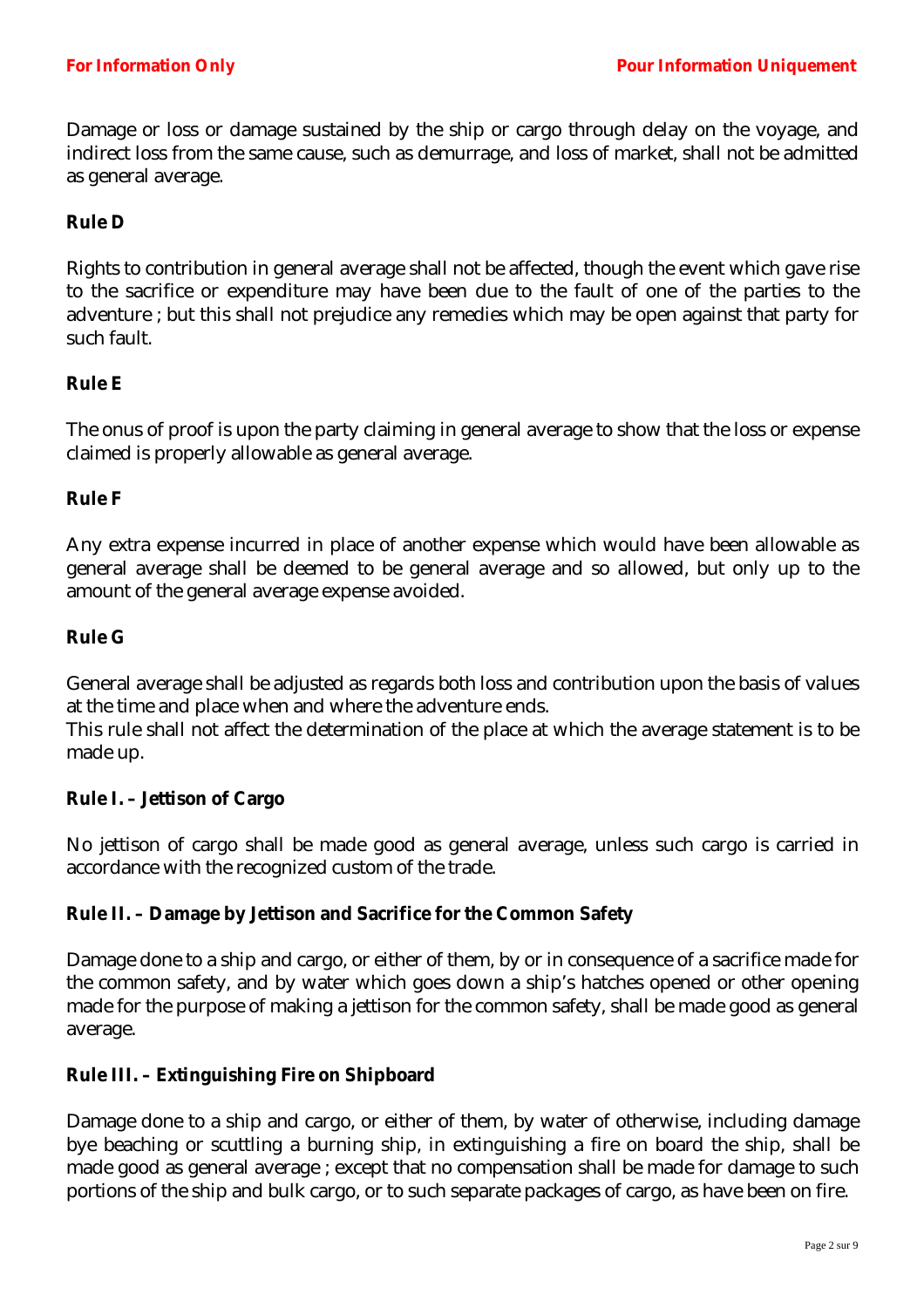Damage or loss or damage sustained by the ship or cargo through delay on the voyage, and indirect loss from the same cause, such as demurrage, and loss of market, shall not be admitted as general average.

**Rule D**

Rights to contribution in general average shall not be affected, though the event which gave rise to the sacrifice or expenditure may have been due to the fault of one of the parties to the adventure ; but this shall not prejudice any remedies which may be open against that party for such fault.

**Rule E**

The onus of proof is upon the party claiming in general average to show that the loss or expense claimed is properly allowable as general average.

**Rule F**

Any extra expense incurred in place of another expense which would have been allowable as general average shall be deemed to be general average and so allowed, but only up to the amount of the general average expense avoided.

**Rule G**

General average shall be adjusted as regards both loss and contribution upon the basis of values at the time and place when and where the adventure ends.
This rule shall not affect the determination of the place at which the average statement is to be made up.

**Rule I. – Jettison of Cargo**

No jettison of cargo shall be made good as general average, unless such cargo is carried in accordance with the recognized custom of the trade.

**Rule II. – Damage by Jettison and Sacrifice for the Common Safety**

Damage done to a ship and cargo, or either of them, by or in consequence of a sacrifice made for the common safety, and by water which goes down a ship's hatches opened or other opening made for the purpose of making a jettison for the common safety, shall be made good as general average.

**Rule III. – Extinguishing Fire on Shipboard**

Damage done to a ship and cargo, or either of them, by water of otherwise, including damage bye beaching or scuttling a burning ship, in extinguishing a fire on board the ship, shall be made good as general average ; except that no compensation shall be made for damage to such portions of the ship and bulk cargo, or to such separate packages of cargo, as have been on fire.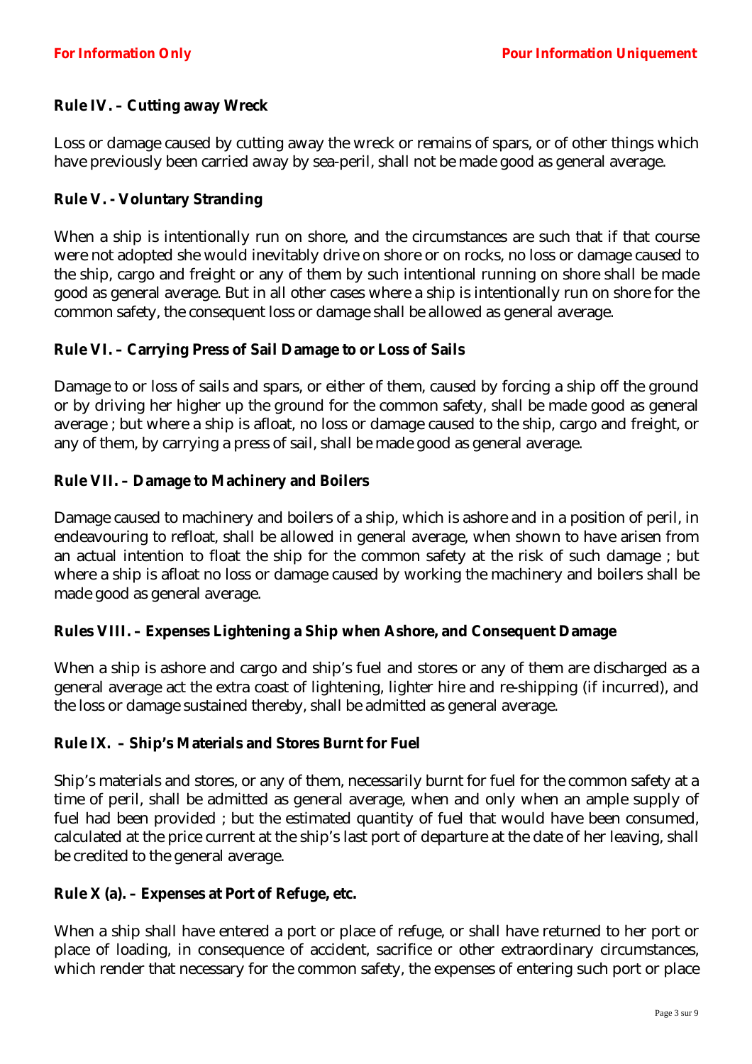**Rule IV. – Cutting away Wreck**

Loss or damage caused by cutting away the wreck or remains of spars, or of other things which have previously been carried away by sea-peril, shall not be made good as general average.

**Rule V. - Voluntary Stranding**

When a ship is intentionally run on shore, and the circumstances are such that if that course were not adopted she would inevitably drive on shore or on rocks, no loss or damage caused to the ship, cargo and freight or any of them by such intentional running on shore shall be made good as general average. But in all other cases where a ship is intentionally run on shore for the common safety, the consequent loss or damage shall be allowed as general average.

**Rule VI. – Carrying Press of Sail Damage to or Loss of Sails**

Damage to or loss of sails and spars, or either of them, caused by forcing a ship off the ground or by driving her higher up the ground for the common safety, shall be made good as general average ; but where a ship is afloat, no loss or damage caused to the ship, cargo and freight, or any of them, by carrying a press of sail, shall be made good as general average.

**Rule VII. – Damage to Machinery and Boilers**

Damage caused to machinery and boilers of a ship, which is ashore and in a position of peril, in endeavouring to refloat, shall be allowed in general average, when shown to have arisen from an actual intention to float the ship for the common safety at the risk of such damage ; but where a ship is afloat no loss or damage caused by working the machinery and boilers shall be made good as general average.

**Rules VIII. – Expenses Lightening a Ship when Ashore, and Consequent Damage**

When a ship is ashore and cargo and ship's fuel and stores or any of them are discharged as a general average act the extra coast of lightening, lighter hire and re-shipping (if incurred), and the loss or damage sustained thereby, shall be admitted as general average.

**Rule IX. – Ship's Materials and Stores Burnt for Fuel**

Ship's materials and stores, or any of them, necessarily burnt for fuel for the common safety at a time of peril, shall be admitted as general average, when and only when an ample supply of fuel had been provided ; but the estimated quantity of fuel that would have been consumed, calculated at the price current at the ship's last port of departure at the date of her leaving, shall be credited to the general average.

**Rule X (a). – Expenses at Port of Refuge, etc.**

When a ship shall have entered a port or place of refuge, or shall have returned to her port or place of loading, in consequence of accident, sacrifice or other extraordinary circumstances, which render that necessary for the common safety, the expenses of entering such port or place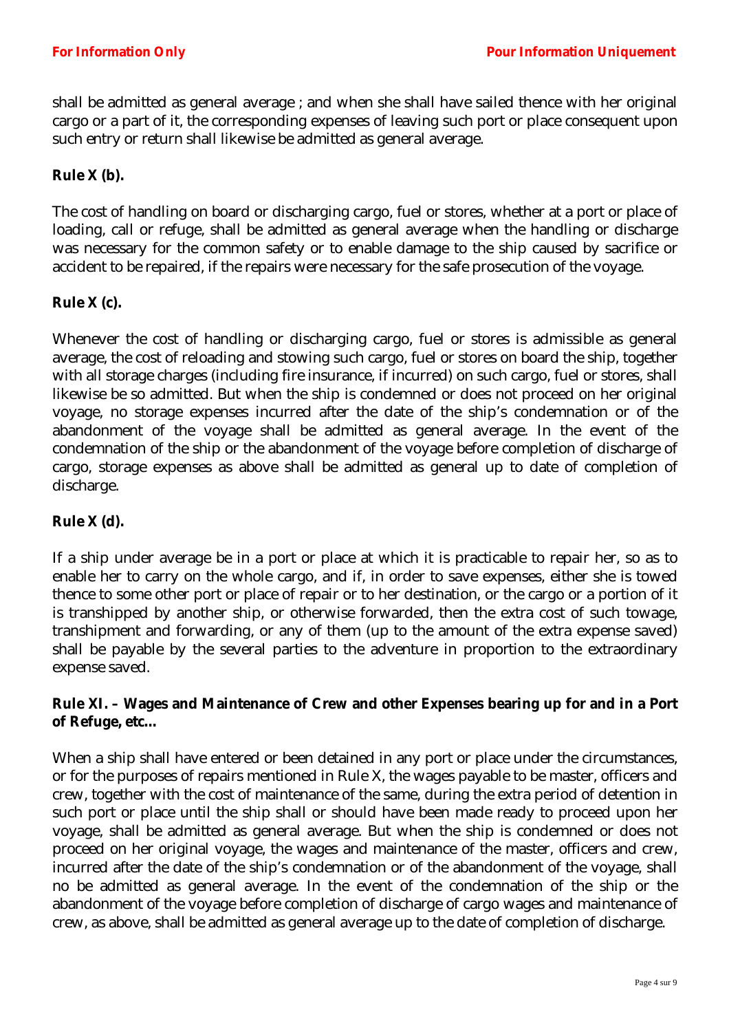shall be admitted as general average ; and when she shall have sailed thence with her original cargo or a part of it, the corresponding expenses of leaving such port or place consequent upon such entry or return shall likewise be admitted as general average.

**Rule X (b).**

The cost of handling on board or discharging cargo, fuel or stores, whether at a port or place of loading, call or refuge, shall be admitted as general average when the handling or discharge was necessary for the common safety or to enable damage to the ship caused by sacrifice or accident to be repaired, if the repairs were necessary for the safe prosecution of the voyage.

**Rule X (c).**

Whenever the cost of handling or discharging cargo, fuel or stores is admissible as general average, the cost of reloading and stowing such cargo, fuel or stores on board the ship, together with all storage charges (including fire insurance, if incurred) on such cargo, fuel or stores, shall likewise be so admitted. But when the ship is condemned or does not proceed on her original voyage, no storage expenses incurred after the date of the ship's condemnation or of the abandonment of the voyage shall be admitted as general average. In the event of the condemnation of the ship or the abandonment of the voyage before completion of discharge of cargo, storage expenses as above shall be admitted as general up to date of completion of discharge.

**Rule X (d).**

If a ship under average be in a port or place at which it is practicable to repair her, so as to enable her to carry on the whole cargo, and if, in order to save expenses, either she is towed thence to some other port or place of repair or to her destination, or the cargo or a portion of it is transhipped by another ship, or otherwise forwarded, then the extra cost of such towage, transhipment and forwarding, or any of them (up to the amount of the extra expense saved) shall be payable by the several parties to the adventure in proportion to the extraordinary expense saved.

**Rule XI. – Wages and Maintenance of Crew and other Expenses bearing up for and in a Port of Refuge, etc...**

When a ship shall have entered or been detained in any port or place under the circumstances, or for the purposes of repairs mentioned in Rule X, the wages payable to be master, officers and crew, together with the cost of maintenance of the same, during the extra period of detention in such port or place until the ship shall or should have been made ready to proceed upon her voyage, shall be admitted as general average. But when the ship is condemned or does not proceed on her original voyage, the wages and maintenance of the master, officers and crew, incurred after the date of the ship's condemnation or of the abandonment of the voyage, shall no be admitted as general average. In the event of the condemnation of the ship or the abandonment of the voyage before completion of discharge of cargo wages and maintenance of crew, as above, shall be admitted as general average up to the date of completion of discharge.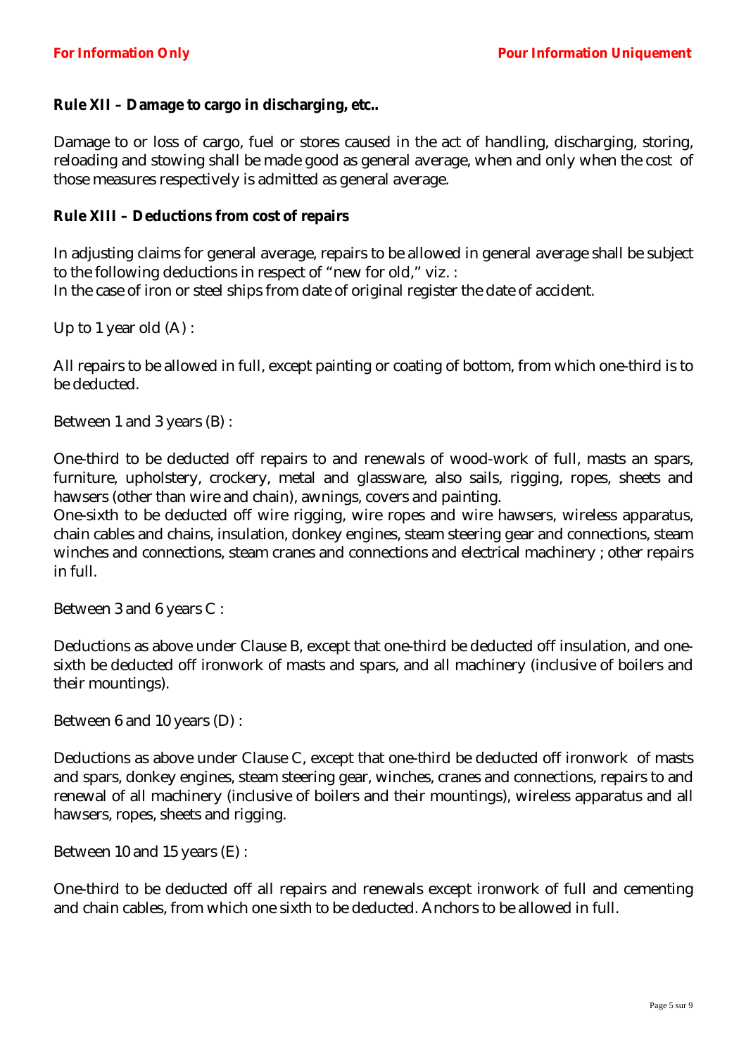**Rule XII – Damage to cargo in discharging, etc..**

Damage to or loss of cargo, fuel or stores caused in the act of handling, discharging, storing, reloading and stowing shall be made good as general average, when and only when the cost of those measures respectively is admitted as general average.

**Rule XIII – Deductions from cost of repairs**

In adjusting claims for general average, repairs to be allowed in general average shall be subject to the following deductions in respect of “new for old,” viz. :
In the case of iron or steel ships from date of original register the date of accident.

Up to 1 year old (A) :

All repairs to be allowed in full, except painting or coating of bottom, from which one-third is to be deducted.

Between 1 and 3 years (B) :

One-third to be deducted off repairs to and renewals of wood-work of full, masts an spars, furniture, upholstery, crockery, metal and glassware, also sails, rigging, ropes, sheets and hawsers (other than wire and chain), awnings, covers and painting.
One-sixth to be deducted off wire rigging, wire ropes and wire hawsers, wireless apparatus, chain cables and chains, insulation, donkey engines, steam steering gear and connections, steam winches and connections, steam cranes and connections and electrical machinery ; other repairs in full.

Between 3 and 6 years C :

Deductions as above under Clause B, except that one-third be deducted off insulation, and one-sixth be deducted off ironwork of masts and spars, and all machinery (inclusive of boilers and their mountings).

Between 6 and 10 years (D) :

Deductions as above under Clause C, except that one-third be deducted off ironwork of masts and spars, donkey engines, steam steering gear, winches, cranes and connections, repairs to and renewal of all machinery (inclusive of boilers and their mountings), wireless apparatus and all hawsers, ropes, sheets and rigging.

Between 10 and 15 years (E) :

One-third to be deducted off all repairs and renewals except ironwork of full and cementing and chain cables, from which one sixth to be deducted. Anchors to be allowed in full.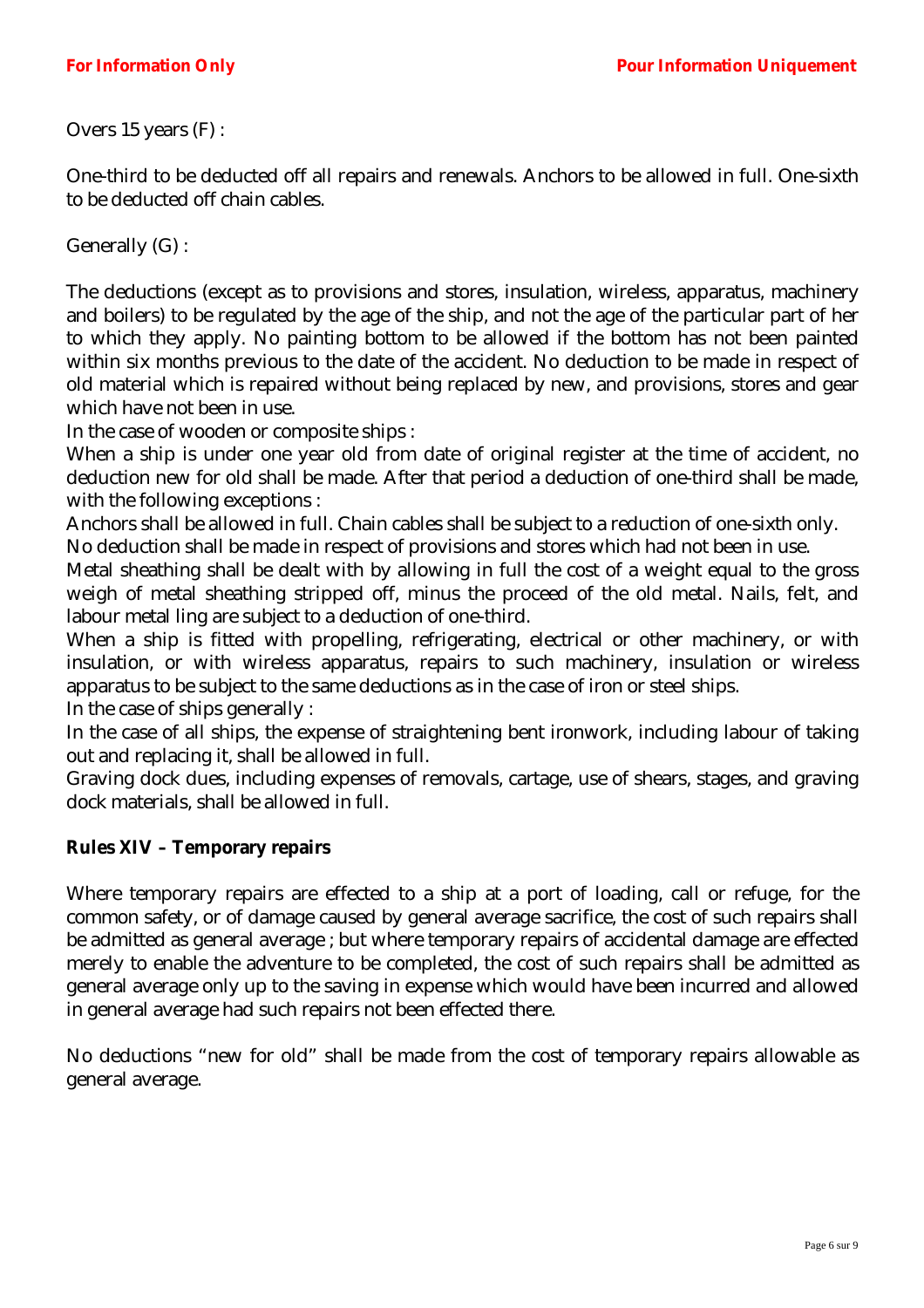Overs 15 years (F) :

One-third to be deducted off all repairs and renewals. Anchors to be allowed in full. One-sixth to be deducted off chain cables.

Generally (G) :

The deductions (except as to provisions and stores, insulation, wireless, apparatus, machinery and boilers) to be regulated by the age of the ship, and not the age of the particular part of her to which they apply. No painting bottom to be allowed if the bottom has not been painted within six months previous to the date of the accident. No deduction to be made in respect of old material which is repaired without being replaced by new, and provisions, stores and gear which have not been in use.

In the case of wooden or composite ships :

When a ship is under one year old from date of original register at the time of accident, no deduction new for old shall be made. After that period a deduction of one-third shall be made, with the following exceptions :

Anchors shall be allowed in full. Chain cables shall be subject to a reduction of one-sixth only.

No deduction shall be made in respect of provisions and stores which had not been in use.

Metal sheathing shall be dealt with by allowing in full the cost of a weight equal to the gross weigh of metal sheathing stripped off, minus the proceed of the old metal. Nails, felt, and labour metal ling are subject to a deduction of one-third.

When a ship is fitted with propelling, refrigerating, electrical or other machinery, or with insulation, or with wireless apparatus, repairs to such machinery, insulation or wireless apparatus to be subject to the same deductions as in the case of iron or steel ships.

In the case of ships generally :

In the case of all ships, the expense of straightening bent ironwork, including labour of taking out and replacing it, shall be allowed in full.

Graving dock dues, including expenses of removals, cartage, use of shears, stages, and graving dock materials, shall be allowed in full.

**Rules XIV – Temporary repairs**

Where temporary repairs are effected to a ship at a port of loading, call or refuge, for the common safety, or of damage caused by general average sacrifice, the cost of such repairs shall be admitted as general average ; but where temporary repairs of accidental damage are effected merely to enable the adventure to be completed, the cost of such repairs shall be admitted as general average only up to the saving in expense which would have been incurred and allowed in general average had such repairs not been effected there.

No deductions "new for old" shall be made from the cost of temporary repairs allowable as general average.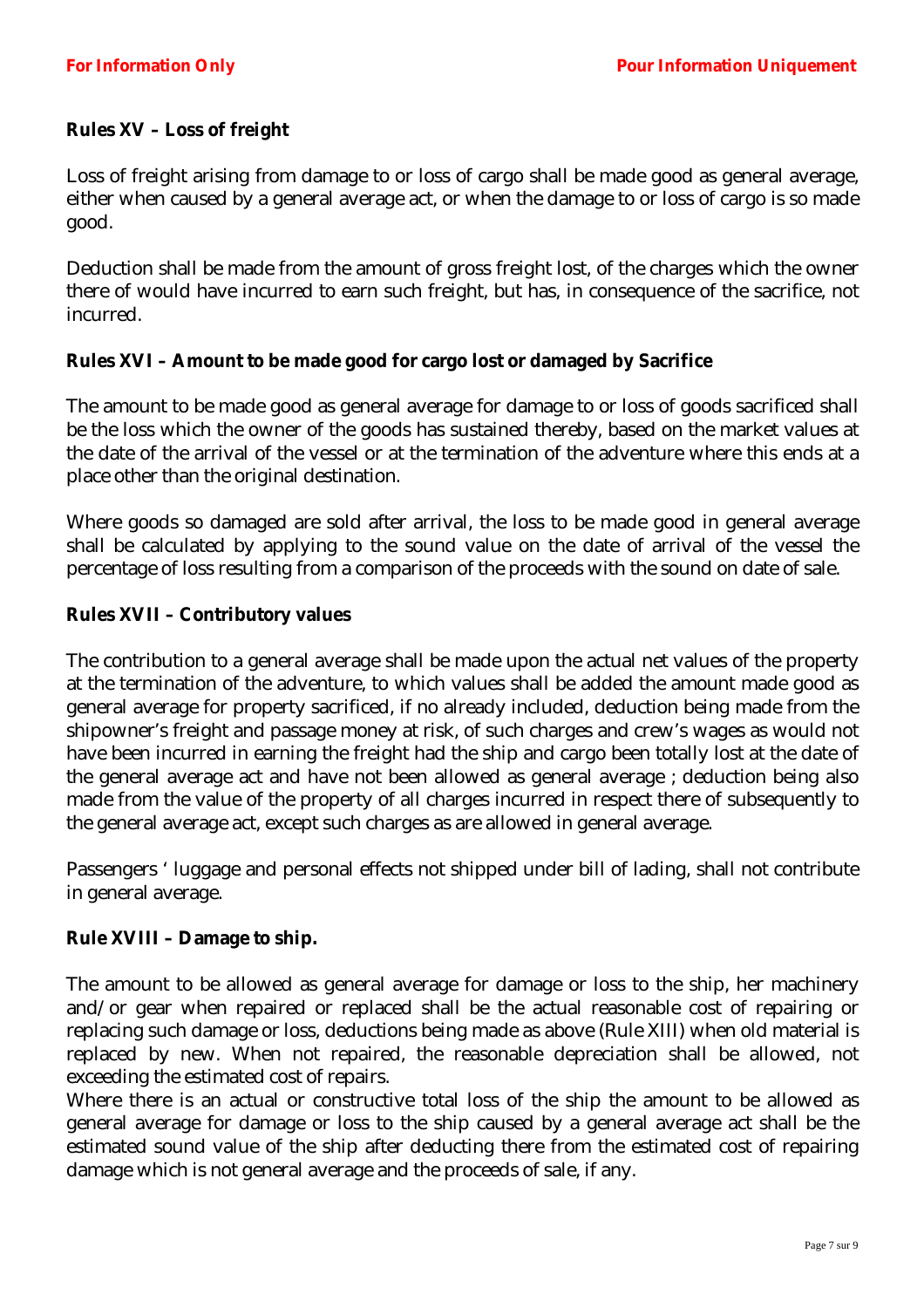**Rules XV – Loss of freight**

Loss of freight arising from damage to or loss of cargo shall be made good as general average, either when caused by a general average act, or when the damage to or loss of cargo is so made good.

Deduction shall be made from the amount of gross freight lost, of the charges which the owner there of would have incurred to earn such freight, but has, in consequence of the sacrifice, not incurred.

**Rules XVI – Amount to be made good for cargo lost or damaged by Sacrifice**

The amount to be made good as general average for damage to or loss of goods sacrificed shall be the loss which the owner of the goods has sustained thereby, based on the market values at the date of the arrival of the vessel or at the termination of the adventure where this ends at a place other than the original destination.

Where goods so damaged are sold after arrival, the loss to be made good in general average shall be calculated by applying to the sound value on the date of arrival of the vessel the percentage of loss resulting from a comparison of the proceeds with the sound on date of sale.

**Rules XVII – Contributory values**

The contribution to a general average shall be made upon the actual net values of the property at the termination of the adventure, to which values shall be added the amount made good as general average for property sacrificed, if no already included, deduction being made from the shipowner's freight and passage money at risk, of such charges and crew's wages as would not have been incurred in earning the freight had the ship and cargo been totally lost at the date of the general average act and have not been allowed as general average ; deduction being also made from the value of the property of all charges incurred in respect there of subsequently to the general average act, except such charges as are allowed in general average.

Passengers ' luggage and personal effects not shipped under bill of lading, shall not contribute in general average.

**Rule XVIII – Damage to ship.**

The amount to be allowed as general average for damage or loss to the ship, her machinery and/or gear when repaired or replaced shall be the actual reasonable cost of repairing or replacing such damage or loss, deductions being made as above (Rule XIII) when old material is replaced by new. When not repaired, the reasonable depreciation shall be allowed, not exceeding the estimated cost of repairs.
Where there is an actual or constructive total loss of the ship the amount to be allowed as general average for damage or loss to the ship caused by a general average act shall be the estimated sound value of the ship after deducting there from the estimated cost of repairing damage which is not general average and the proceeds of sale, if any.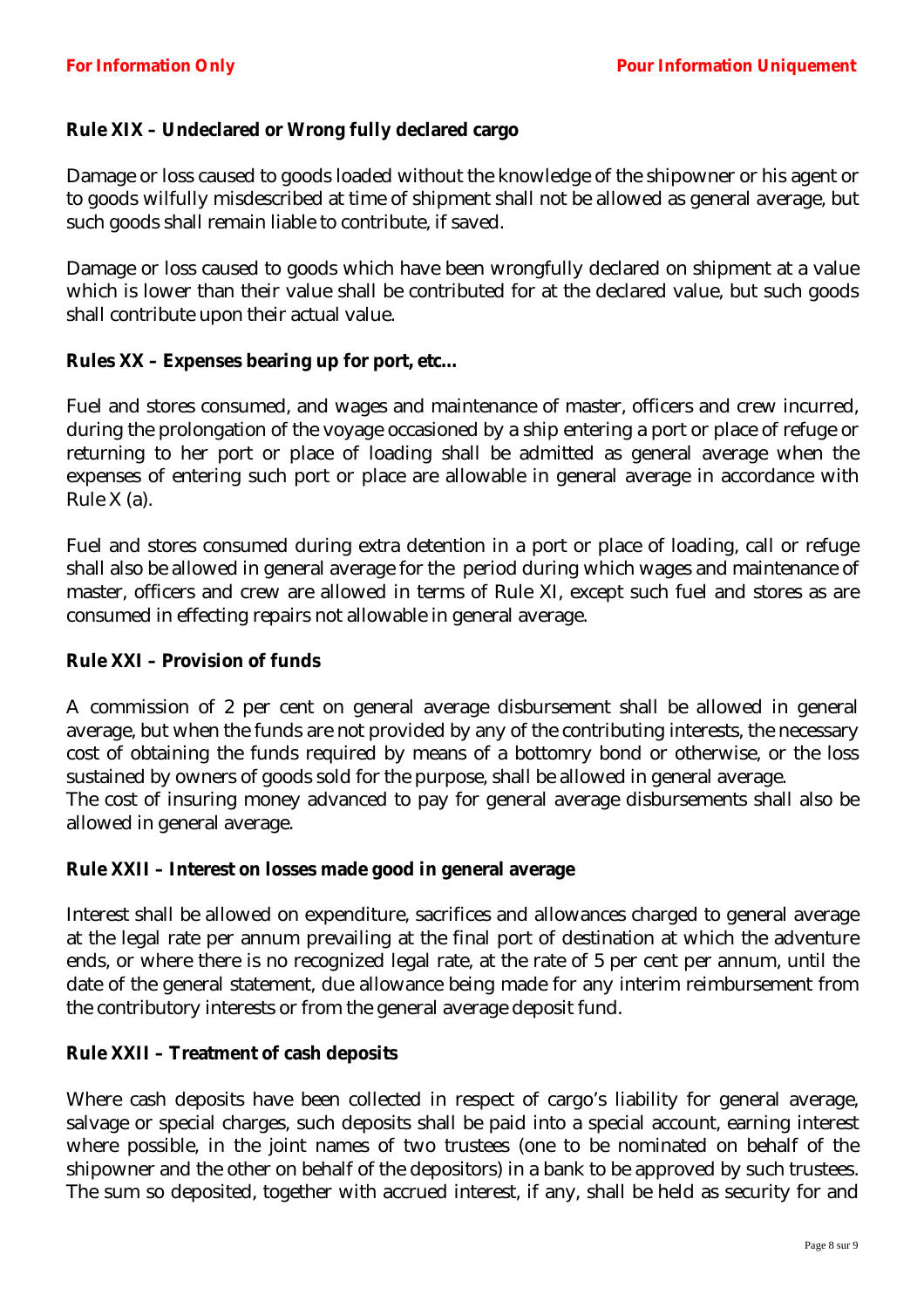**Rule XIX – Undeclared or Wrong fully declared cargo**

Damage or loss caused to goods loaded without the knowledge of the shipowner or his agent or to goods wilfully misdescribed at time of shipment shall not be allowed as general average, but such goods shall remain liable to contribute, if saved.

Damage or loss caused to goods which have been wrongfully declared on shipment at a value which is lower than their value shall be contributed for at the declared value, but such goods shall contribute upon their actual value.

**Rules XX – Expenses bearing up for port, etc…**

Fuel and stores consumed, and wages and maintenance of master, officers and crew incurred, during the prolongation of the voyage occasioned by a ship entering a port or place of refuge or returning to her port or place of loading shall be admitted as general average when the expenses of entering such port or place are allowable in general average in accordance with Rule X (a).

Fuel and stores consumed during extra detention in a port or place of loading, call or refuge shall also be allowed in general average for the period during which wages and maintenance of master, officers and crew are allowed in terms of Rule XI, except such fuel and stores as are consumed in effecting repairs not allowable in general average.

**Rule XXI – Provision of funds**

A commission of 2 per cent on general average disbursement shall be allowed in general average, but when the funds are not provided by any of the contributing interests, the necessary cost of obtaining the funds required by means of a bottomry bond or otherwise, or the loss sustained by owners of goods sold for the purpose, shall be allowed in general average.
The cost of insuring money advanced to pay for general average disbursements shall also be allowed in general average.

**Rule XXII – Interest on losses made good in general average**

Interest shall be allowed on expenditure, sacrifices and allowances charged to general average at the legal rate per annum prevailing at the final port of destination at which the adventure ends, or where there is no recognized legal rate, at the rate of 5 per cent per annum, until the date of the general statement, due allowance being made for any interim reimbursement from the contributory interests or from the general average deposit fund.

**Rule XXII – Treatment of cash deposits**

Where cash deposits have been collected in respect of cargo's liability for general average, salvage or special charges, such deposits shall be paid into a special account, earning interest where possible, in the joint names of two trustees (one to be nominated on behalf of the shipowner and the other on behalf of the depositors) in a bank to be approved by such trustees. The sum so deposited, together with accrued interest, if any, shall be held as security for and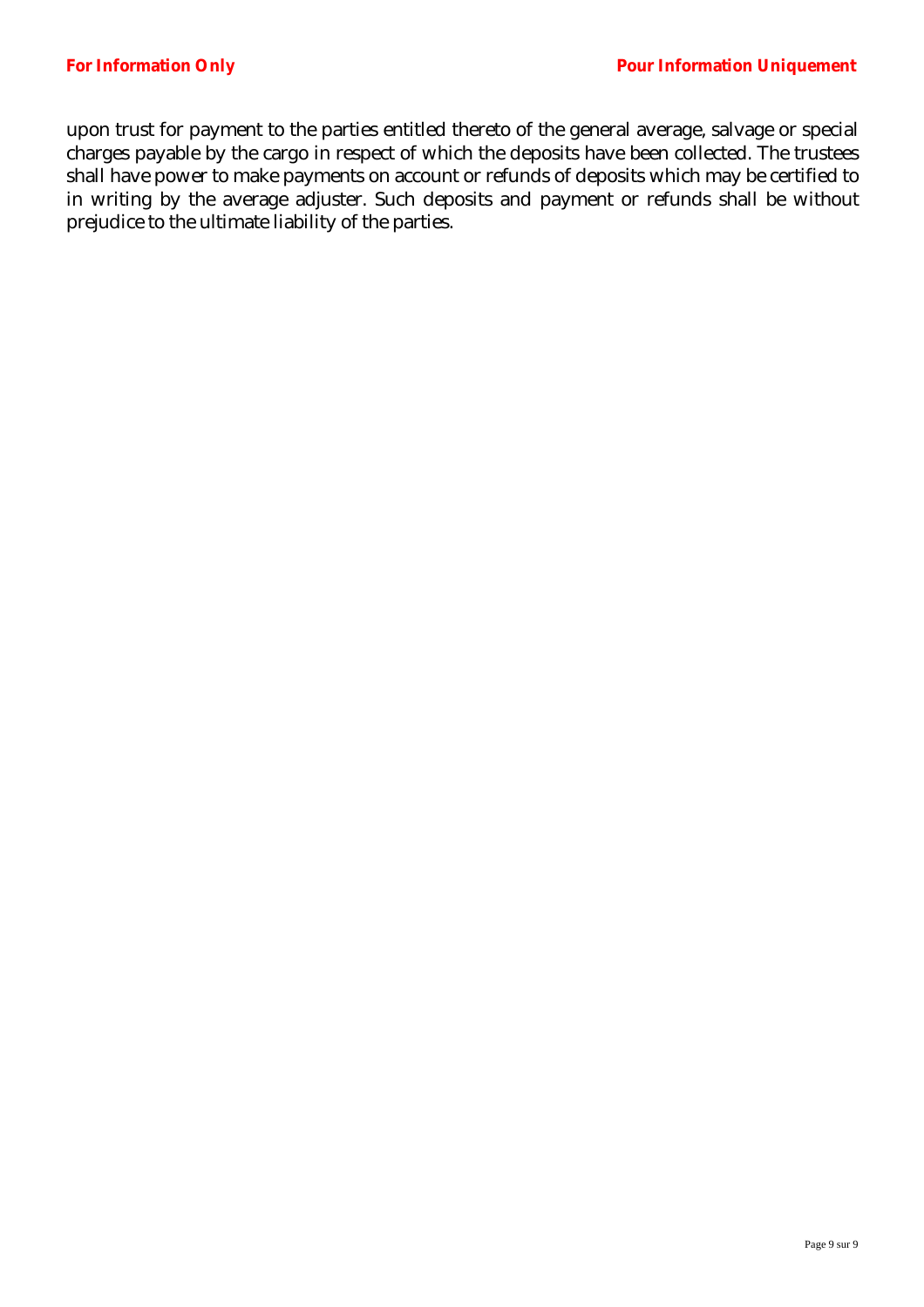upon trust for payment to the parties entitled thereto of the general average, salvage or special charges payable by the cargo in respect of which the deposits have been collected. The trustees shall have power to make payments on account or refunds of deposits which may be certified to in writing by the average adjuster. Such deposits and payment or refunds shall be without prejudice to the ultimate liability of the parties.